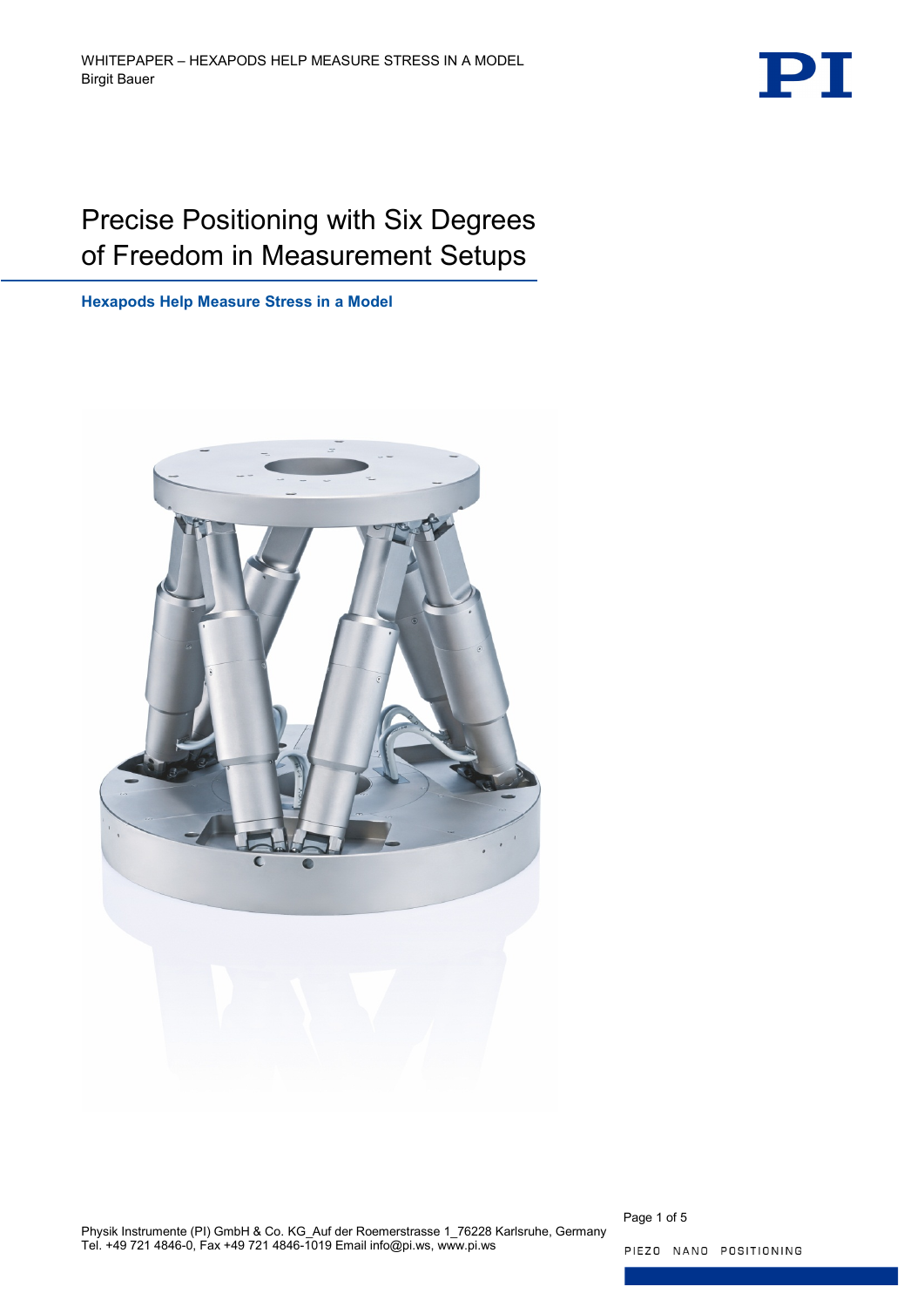# Precise Positioning with Six Degrees of Freedom in Measurement Setups

## Hexapods Help Measure Stress in a Model

Physik Instrumente (PI) GmbH & Co. KG_Auf der Roemerstrasse 1_76228 Karlsruhe, Germany
Tel. +49 721 4846-0, Fax +49 721 4846-1019 Email info@pi.ws, www.pi.ws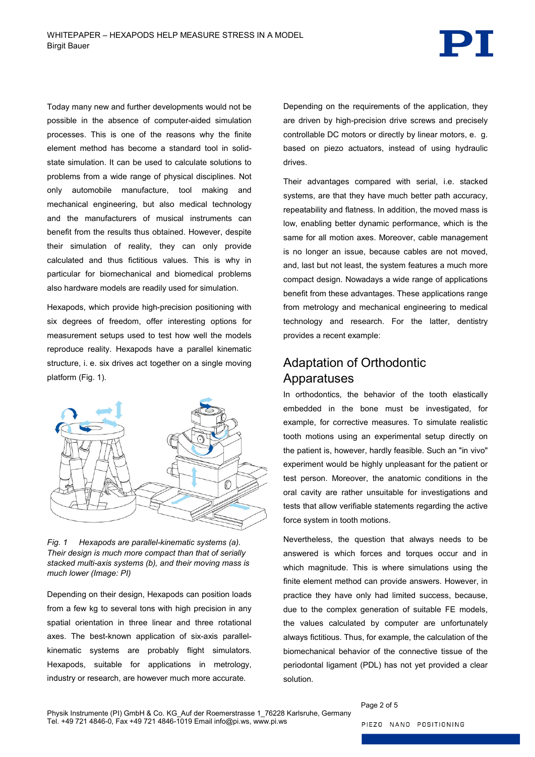Today many new and further developments would not be possible in the absence of computer-aided simulation processes. This is one of the reasons why the finite element method has become a standard tool in solid-state simulation. It can be used to calculate solutions to problems from a wide range of physical disciplines. Not only automobile manufacture, tool making and mechanical engineering, but also medical technology and the manufacturers of musical instruments can benefit from the results thus obtained. However, despite their simulation of reality, they can only provide calculated and thus fictitious values. This is why in particular for biomechanical and biomedical problems also hardware models are readily used for simulation.

Hexapods, which provide high-precision positioning with six degrees of freedom, offer interesting options for measurement setups used to test how well the models reproduce reality. Hexapods have a parallel kinematic structure, i. e. six drives act together on a single moving platform (Fig. 1).

*Fig. 1 Hexapods are parallel-kinematic systems (a). Their design is much more compact than that of serially stacked multi-axis systems (b), and their moving mass is much lower (Image: PI)*

Depending on their design, Hexapods can position loads from a few kg to several tons with high precision in any spatial orientation in three linear and three rotational axes. The best-known application of six-axis parallel-kinematic systems are probably flight simulators. Hexapods, suitable for applications in metrology, industry or research, are however much more accurate. Depending on the requirements of the application, they are driven by high-precision drive screws and precisely controllable DC motors or directly by linear motors, e. g. based on piezo actuators, instead of using hydraulic drives.

Their advantages compared with serial, i.e. stacked systems, are that they have much better path accuracy, repeatability and flatness. In addition, the moved mass is low, enabling better dynamic performance, which is the same for all motion axes. Moreover, cable management is no longer an issue, because cables are not moved, and, last but not least, the system features a much more compact design. Nowadays a wide range of applications benefit from these advantages. These applications range from metrology and mechanical engineering to medical technology and research. For the latter, dentistry provides a recent example:

## Adaptation of Orthodontic Apparatuses

In orthodontics, the behavior of the tooth elastically embedded in the bone must be investigated, for example, for corrective measures. To simulate realistic tooth motions using an experimental setup directly on the patient is, however, hardly feasible. Such an "in vivo" experiment would be highly unpleasant for the patient or test person. Moreover, the anatomic conditions in the oral cavity are rather unsuitable for investigations and tests that allow verifiable statements regarding the active force system in tooth motions.

Nevertheless, the question that always needs to be answered is which forces and torques occur and in which magnitude. This is where simulations using the finite element method can provide answers. However, in practice they have only had limited success, because, due to the complex generation of suitable FE models, the values calculated by computer are unfortunately always fictitious. Thus, for example, the calculation of the biomechanical behavior of the connective tissue of the periodontal ligament (PDL) has not yet provided a clear solution.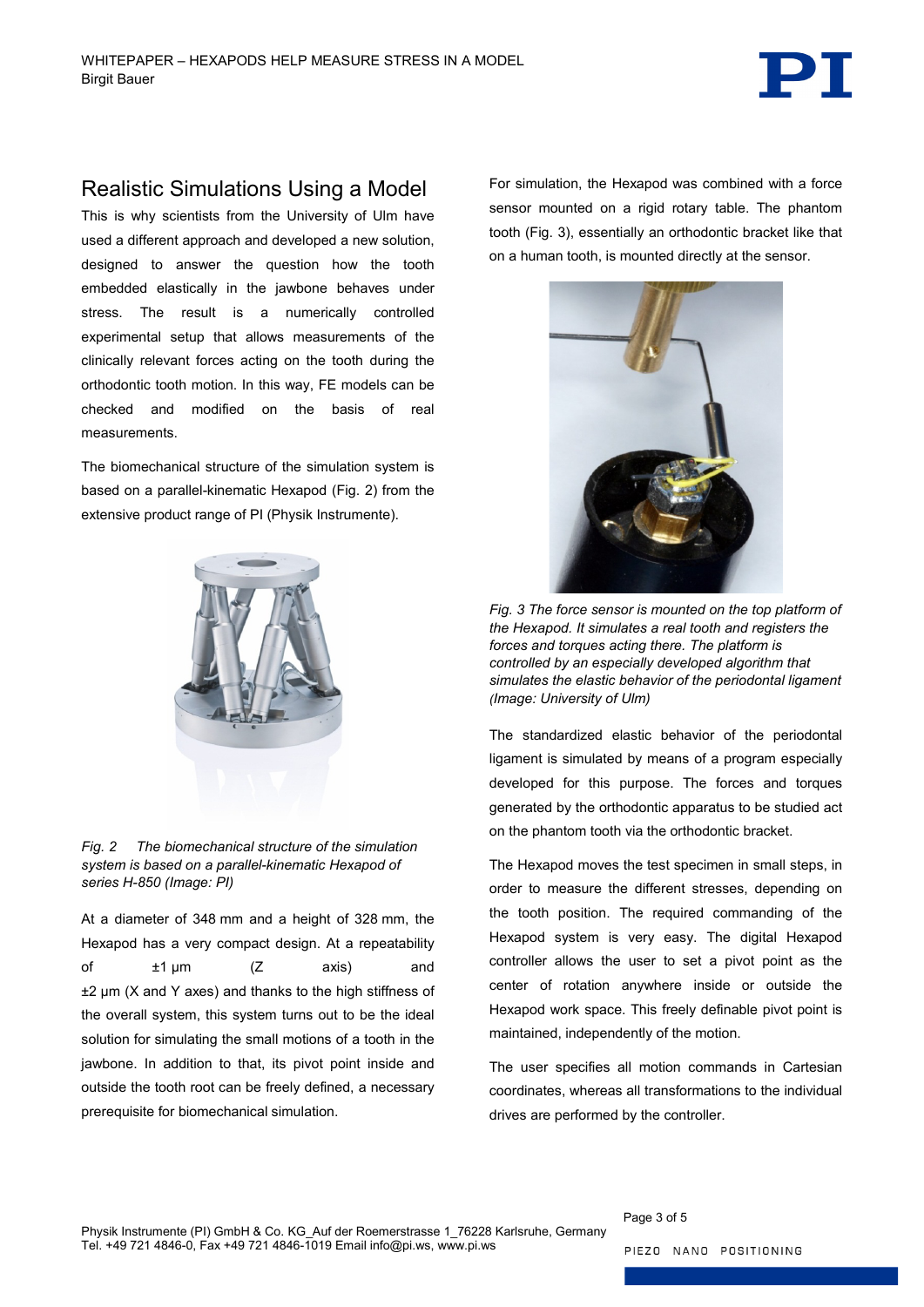## Realistic Simulations Using a Model

This is why scientists from the University of Ulm have used a different approach and developed a new solution, designed to answer the question how the tooth embedded elastically in the jawbone behaves under stress. The result is a numerically controlled experimental setup that allows measurements of the clinically relevant forces acting on the tooth during the orthodontic tooth motion. In this way, FE models can be checked and modified on the basis of real measurements.

The biomechanical structure of the simulation system is based on a parallel-kinematic Hexapod (Fig. 2) from the extensive product range of PI (Physik Instrumente).

*Fig. 2 The biomechanical structure of the simulation system is based on a parallel-kinematic Hexapod of series H-850 (Image: PI)*

At a diameter of 348 mm and a height of 328 mm, the Hexapod has a very compact design. At a repeatability of ±1 µm (Z axis) and ±2 µm (X and Y axes) and thanks to the high stiffness of the overall system, this system turns out to be the ideal solution for simulating the small motions of a tooth in the jawbone. In addition to that, its pivot point inside and outside the tooth root can be freely defined, a necessary prerequisite for biomechanical simulation.

For simulation, the Hexapod was combined with a force sensor mounted on a rigid rotary table. The phantom tooth (Fig. 3), essentially an orthodontic bracket like that on a human tooth, is mounted directly at the sensor.

*Fig. 3 The force sensor is mounted on the top platform of the Hexapod. It simulates a real tooth and registers the forces and torques acting there. The platform is controlled by an especially developed algorithm that simulates the elastic behavior of the periodontal ligament (Image: University of Ulm)*

The standardized elastic behavior of the periodontal ligament is simulated by means of a program especially developed for this purpose. The forces and torques generated by the orthodontic apparatus to be studied act on the phantom tooth via the orthodontic bracket.

The Hexapod moves the test specimen in small steps, in order to measure the different stresses, depending on the tooth position. The required commanding of the Hexapod system is very easy. The digital Hexapod controller allows the user to set a pivot point as the center of rotation anywhere inside or outside the Hexapod work space. This freely definable pivot point is maintained, independently of the motion.

The user specifies all motion commands in Cartesian coordinates, whereas all transformations to the individual drives are performed by the controller.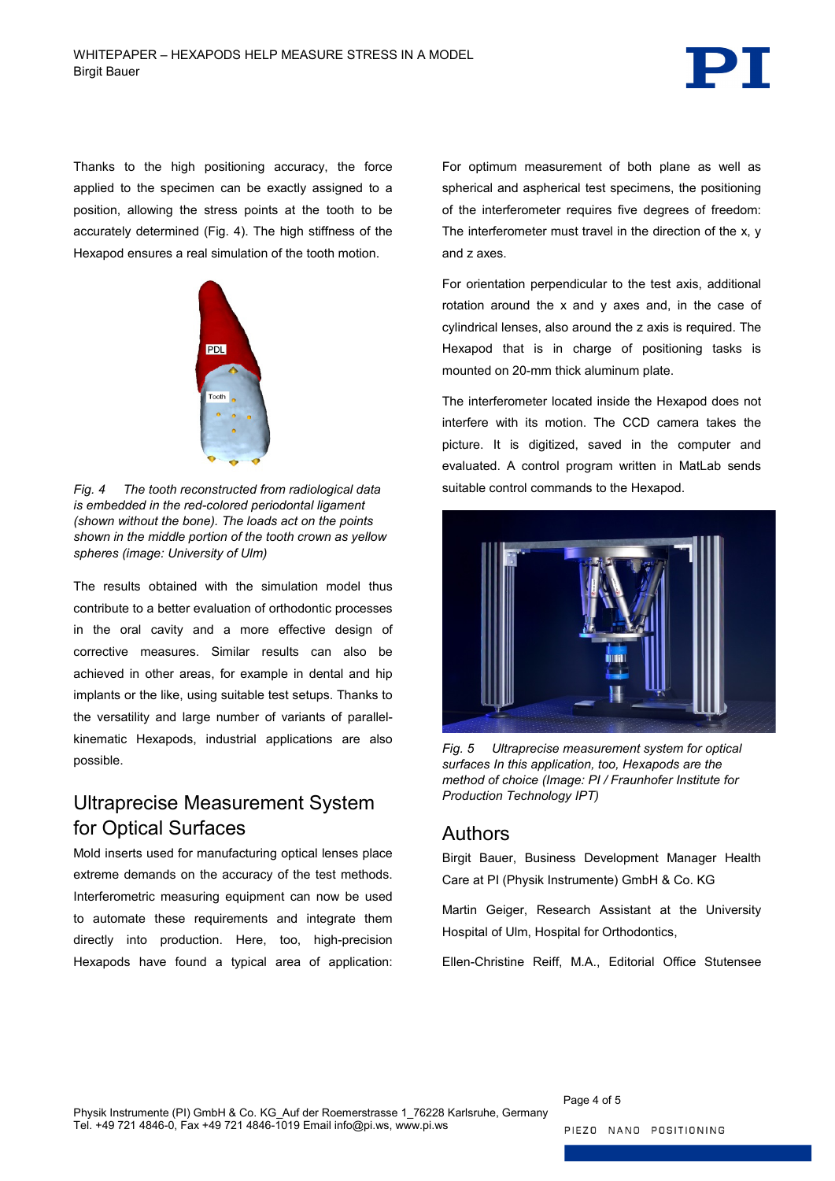Thanks to the high positioning accuracy, the force applied to the specimen can be exactly assigned to a position, allowing the stress points at the tooth to be accurately determined (Fig. 4). The high stiffness of the Hexapod ensures a real simulation of the tooth motion.

*Fig. 4 The tooth reconstructed from radiological data is embedded in the red-colored periodontal ligament (shown without the bone). The loads act on the points shown in the middle portion of the tooth crown as yellow spheres (image: University of Ulm)*

The results obtained with the simulation model thus contribute to a better evaluation of orthodontic processes in the oral cavity and a more effective design of corrective measures. Similar results can also be achieved in other areas, for example in dental and hip implants or the like, using suitable test setups. Thanks to the versatility and large number of variants of parallel-kinematic Hexapods, industrial applications are also possible.

## Ultraprecise Measurement System for Optical Surfaces

Mold inserts used for manufacturing optical lenses place extreme demands on the accuracy of the test methods. Interferometric measuring equipment can now be used to automate these requirements and integrate them directly into production. Here, too, high-precision Hexapods have found a typical area of application: For optimum measurement of both plane as well as spherical and aspherical test specimens, the positioning of the interferometer requires five degrees of freedom: The interferometer must travel in the direction of the x, y and z axes.

For orientation perpendicular to the test axis, additional rotation around the x and y axes and, in the case of cylindrical lenses, also around the z axis is required. The Hexapod that is in charge of positioning tasks is mounted on 20-mm thick aluminum plate.

The interferometer located inside the Hexapod does not interfere with its motion. The CCD camera takes the picture. It is digitized, saved in the computer and evaluated. A control program written in MatLab sends suitable control commands to the Hexapod.

*Fig. 5 Ultraprecise measurement system for optical surfaces In this application, too, Hexapods are the method of choice (Image: PI / Fraunhofer Institute for Production Technology IPT)*

## Authors

Birgit Bauer, Business Development Manager Health Care at PI (Physik Instrumente) GmbH & Co. KG

Martin Geiger, Research Assistant at the University Hospital of Ulm, Hospital for Orthodontics,

Ellen-Christine Reiff, M.A., Editorial Office Stutensee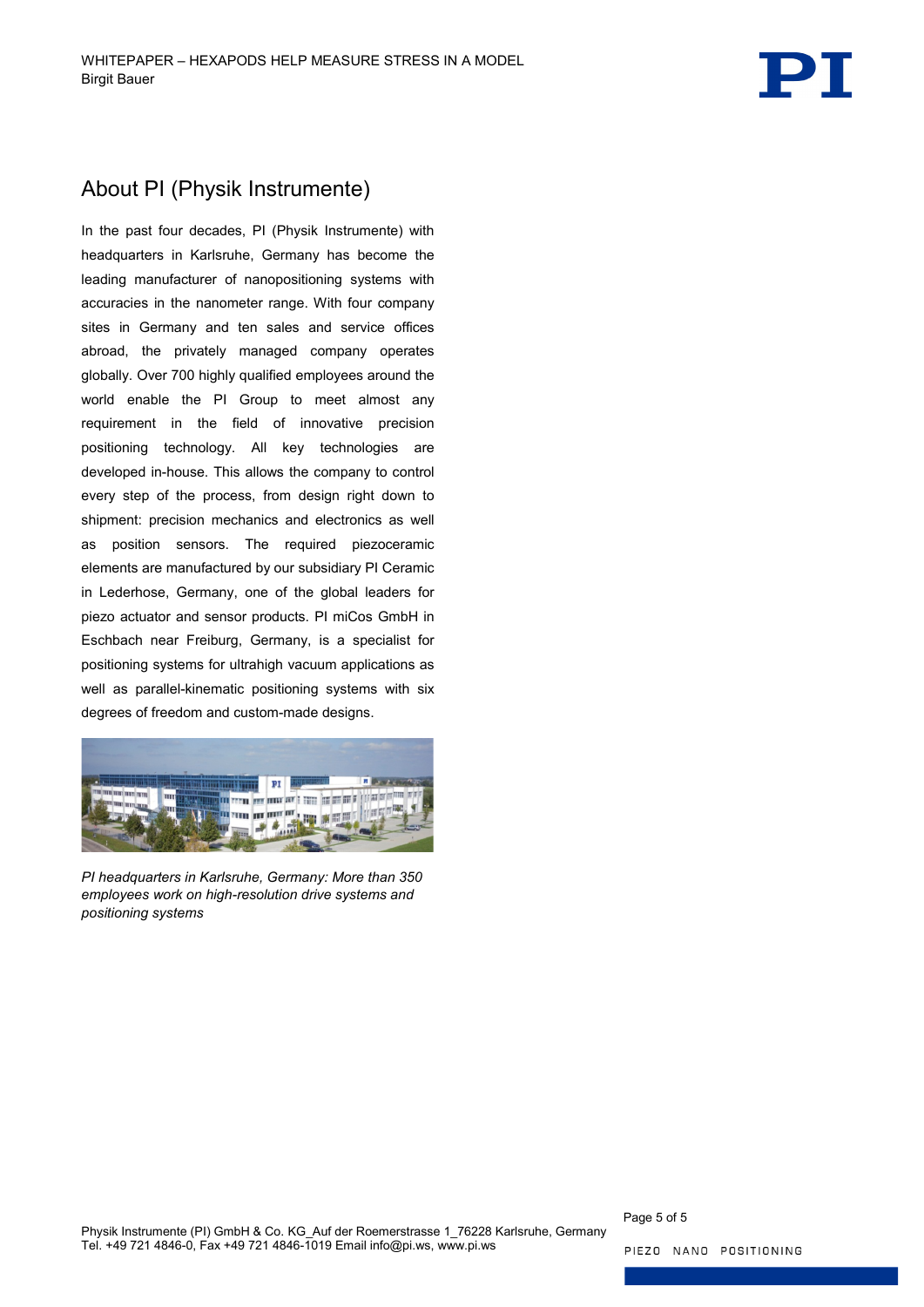## About PI (Physik Instrumente)

In the past four decades, PI (Physik Instrumente) with headquarters in Karlsruhe, Germany has become the leading manufacturer of nanopositioning systems with accuracies in the nanometer range. With four company sites in Germany and ten sales and service offices abroad, the privately managed company operates globally. Over 700 highly qualified employees around the world enable the PI Group to meet almost any requirement in the field of innovative precision positioning technology. All key technologies are developed in-house. This allows the company to control every step of the process, from design right down to shipment: precision mechanics and electronics as well as position sensors. The required piezoceramic elements are manufactured by our subsidiary PI Ceramic in Lederhose, Germany, one of the global leaders for piezo actuator and sensor products. PI miCos GmbH in Eschbach near Freiburg, Germany, is a specialist for positioning systems for ultrahigh vacuum applications as well as parallel-kinematic positioning systems with six degrees of freedom and custom-made designs.

*PI headquarters in Karlsruhe, Germany: More than 350 employees work on high-resolution drive systems and positioning systems*

Physik Instrumente (PI) GmbH & Co. KG_Auf der Roemerstrasse 1_76228 Karlsruhe, Germany
Tel. +49 721 4846-0, Fax +49 721 4846-1019 Email info@pi.ws, www.pi.ws